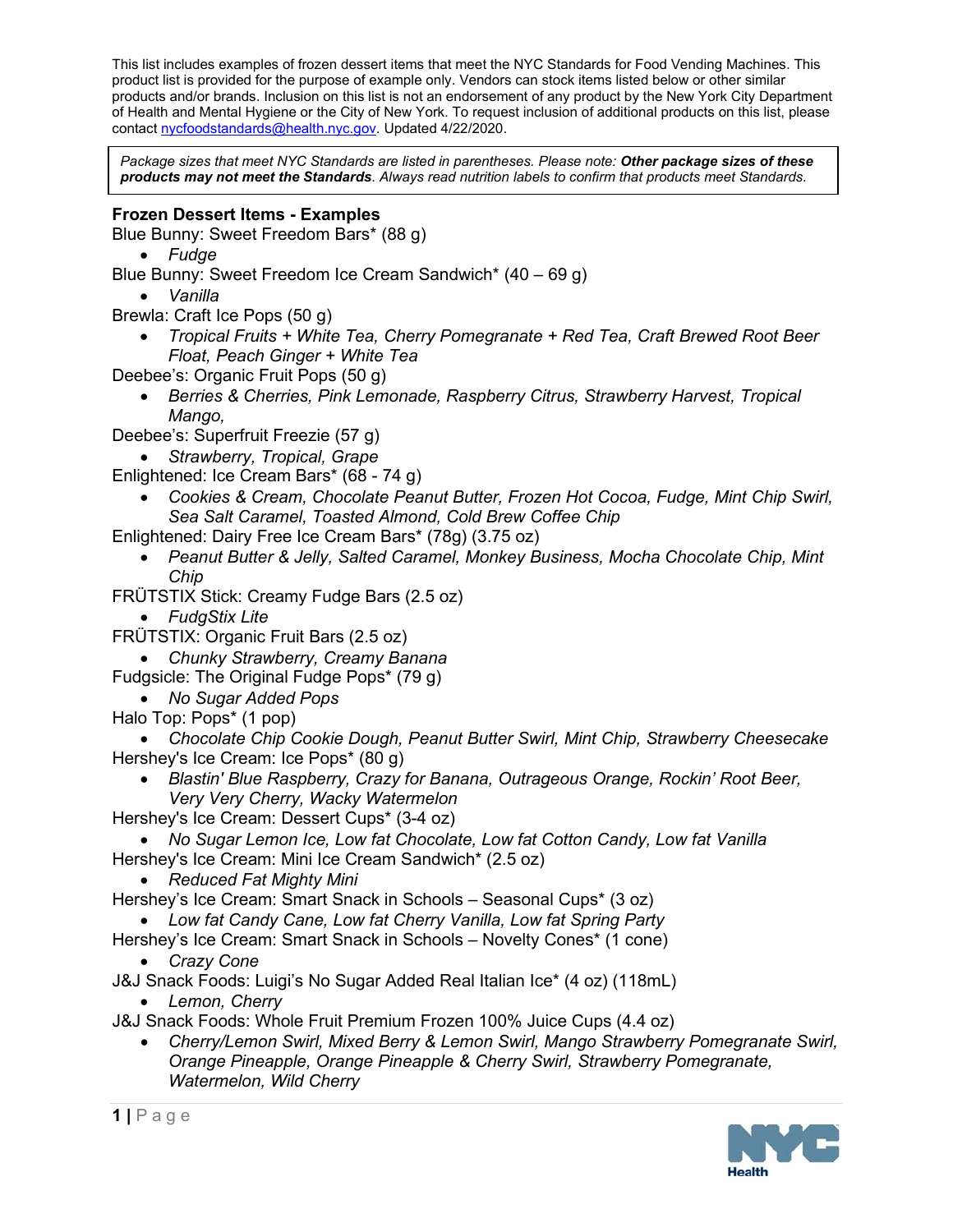This list includes examples of frozen dessert items that meet the NYC Standards for Food Vending Machines. This product list is provided for the purpose of example only. Vendors can stock items listed below or other similar products and/or brands. Inclusion on this list is not an endorsement of any product by the New York City Department of Health and Mental Hygiene or the City of New York. To request inclusion of additional products on this list, please contact nycfoodstandards@health.nyc.gov. Updated 4/22/2020.

> *Package sizes that meet NYC Standards are listed in parentheses. Please note:* ***Other package sizes of these products may not meet the Standards****. Always read nutrition labels to confirm that products meet Standards.*

**Frozen Dessert Items - Examples**

Blue Bunny: Sweet Freedom Bars* (88 g)
- *Fudge*

Blue Bunny: Sweet Freedom Ice Cream Sandwich* (40 – 69 g)
- *Vanilla*

Brewla: Craft Ice Pops (50 g)
- *Tropical Fruits + White Tea, Cherry Pomegranate + Red Tea, Craft Brewed Root Beer Float, Peach Ginger + White Tea*

Deebee's: Organic Fruit Pops (50 g)
- *Berries & Cherries, Pink Lemonade, Raspberry Citrus, Strawberry Harvest, Tropical Mango,*

Deebee's: Superfruit Freezie (57 g)
- *Strawberry, Tropical, Grape*

Enlightened: Ice Cream Bars* (68 - 74 g)
- *Cookies & Cream, Chocolate Peanut Butter, Frozen Hot Cocoa, Fudge, Mint Chip Swirl, Sea Salt Caramel, Toasted Almond, Cold Brew Coffee Chip*

Enlightened: Dairy Free Ice Cream Bars* (78g) (3.75 oz)
- *Peanut Butter & Jelly, Salted Caramel, Monkey Business, Mocha Chocolate Chip, Mint Chip*

FRÜTSTIX Stick: Creamy Fudge Bars (2.5 oz)
- *FudgStix Lite*

FRÜTSTIX: Organic Fruit Bars (2.5 oz)
- *Chunky Strawberry, Creamy Banana*

Fudgsicle: The Original Fudge Pops* (79 g)
- *No Sugar Added Pops*

Halo Top: Pops* (1 pop)
- *Chocolate Chip Cookie Dough, Peanut Butter Swirl, Mint Chip, Strawberry Cheesecake*

Hershey's Ice Cream: Ice Pops* (80 g)
- *Blastin' Blue Raspberry, Crazy for Banana, Outrageous Orange, Rockin' Root Beer, Very Very Cherry, Wacky Watermelon*

Hershey's Ice Cream: Dessert Cups* (3-4 oz)
- *No Sugar Lemon Ice, Low fat Chocolate, Low fat Cotton Candy, Low fat Vanilla*

Hershey's Ice Cream: Mini Ice Cream Sandwich* (2.5 oz)
- *Reduced Fat Mighty Mini*

Hershey's Ice Cream: Smart Snack in Schools – Seasonal Cups* (3 oz)
- *Low fat Candy Cane, Low fat Cherry Vanilla, Low fat Spring Party*

Hershey's Ice Cream: Smart Snack in Schools – Novelty Cones* (1 cone)
- *Crazy Cone*

J&J Snack Foods: Luigi's No Sugar Added Real Italian Ice* (4 oz) (118mL)
- *Lemon, Cherry*

J&J Snack Foods: Whole Fruit Premium Frozen 100% Juice Cups (4.4 oz)
- *Cherry/Lemon Swirl, Mixed Berry & Lemon Swirl, Mango Strawberry Pomegranate Swirl, Orange Pineapple, Orange Pineapple & Cherry Swirl, Strawberry Pomegranate, Watermelon, Wild Cherry*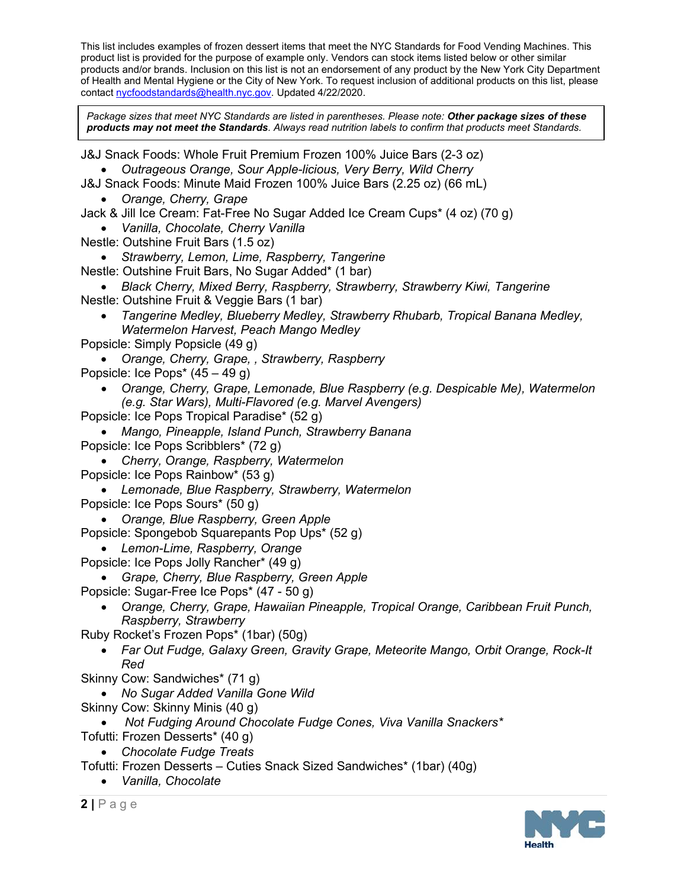This list includes examples of frozen dessert items that meet the NYC Standards for Food Vending Machines. This product list is provided for the purpose of example only. Vendors can stock items listed below or other similar products and/or brands. Inclusion on this list is not an endorsement of any product by the New York City Department of Health and Mental Hygiene or the City of New York. To request inclusion of additional products on this list, please contact nycfoodstandards@health.nyc.gov. Updated 4/22/2020.

*Package sizes that meet NYC Standards are listed in parentheses. Please note: **Other package sizes of these products may not meet the Standards**. Always read nutrition labels to confirm that products meet Standards.*

J&J Snack Foods: Whole Fruit Premium Frozen 100% Juice Bars (2-3 oz)
- *Outrageous Orange, Sour Apple-licious, Very Berry, Wild Cherry*

J&J Snack Foods: Minute Maid Frozen 100% Juice Bars (2.25 oz) (66 mL)
- *Orange, Cherry, Grape*

Jack & Jill Ice Cream: Fat-Free No Sugar Added Ice Cream Cups* (4 oz) (70 g)
- *Vanilla, Chocolate, Cherry Vanilla*

Nestle: Outshine Fruit Bars (1.5 oz)
- *Strawberry, Lemon, Lime, Raspberry, Tangerine*

Nestle: Outshine Fruit Bars, No Sugar Added* (1 bar)
- *Black Cherry, Mixed Berry, Raspberry, Strawberry, Strawberry Kiwi, Tangerine*

Nestle: Outshine Fruit & Veggie Bars (1 bar)
- *Tangerine Medley, Blueberry Medley, Strawberry Rhubarb, Tropical Banana Medley, Watermelon Harvest, Peach Mango Medley*

Popsicle: Simply Popsicle (49 g)
- *Orange, Cherry, Grape, , Strawberry, Raspberry*

Popsicle: Ice Pops* (45 – 49 g)
- *Orange, Cherry, Grape, Lemonade, Blue Raspberry (e.g. Despicable Me), Watermelon (e.g. Star Wars), Multi-Flavored (e.g. Marvel Avengers)*

Popsicle: Ice Pops Tropical Paradise* (52 g)
- *Mango, Pineapple, Island Punch, Strawberry Banana*

Popsicle: Ice Pops Scribblers* (72 g)
- *Cherry, Orange, Raspberry, Watermelon*

Popsicle: Ice Pops Rainbow* (53 g)
- *Lemonade, Blue Raspberry, Strawberry, Watermelon*

Popsicle: Ice Pops Sours* (50 g)
- *Orange, Blue Raspberry, Green Apple*

Popsicle: Spongebob Squarepants Pop Ups* (52 g)
- *Lemon-Lime, Raspberry, Orange*

Popsicle: Ice Pops Jolly Rancher* (49 g)
- *Grape, Cherry, Blue Raspberry, Green Apple*

Popsicle: Sugar-Free Ice Pops* (47 - 50 g)
- *Orange, Cherry, Grape, Hawaiian Pineapple, Tropical Orange, Caribbean Fruit Punch, Raspberry, Strawberry*

Ruby Rocket's Frozen Pops* (1bar) (50g)
- *Far Out Fudge, Galaxy Green, Gravity Grape, Meteorite Mango, Orbit Orange, Rock-It Red*

Skinny Cow: Sandwiches* (71 g)
- *No Sugar Added Vanilla Gone Wild*

Skinny Cow: Skinny Minis (40 g)
- *Not Fudging Around Chocolate Fudge Cones, Viva Vanilla Snackers**

Tofutti: Frozen Desserts* (40 g)
- *Chocolate Fudge Treats*

Tofutti: Frozen Desserts – Cuties Snack Sized Sandwiches* (1bar) (40g)
- *Vanilla, Chocolate*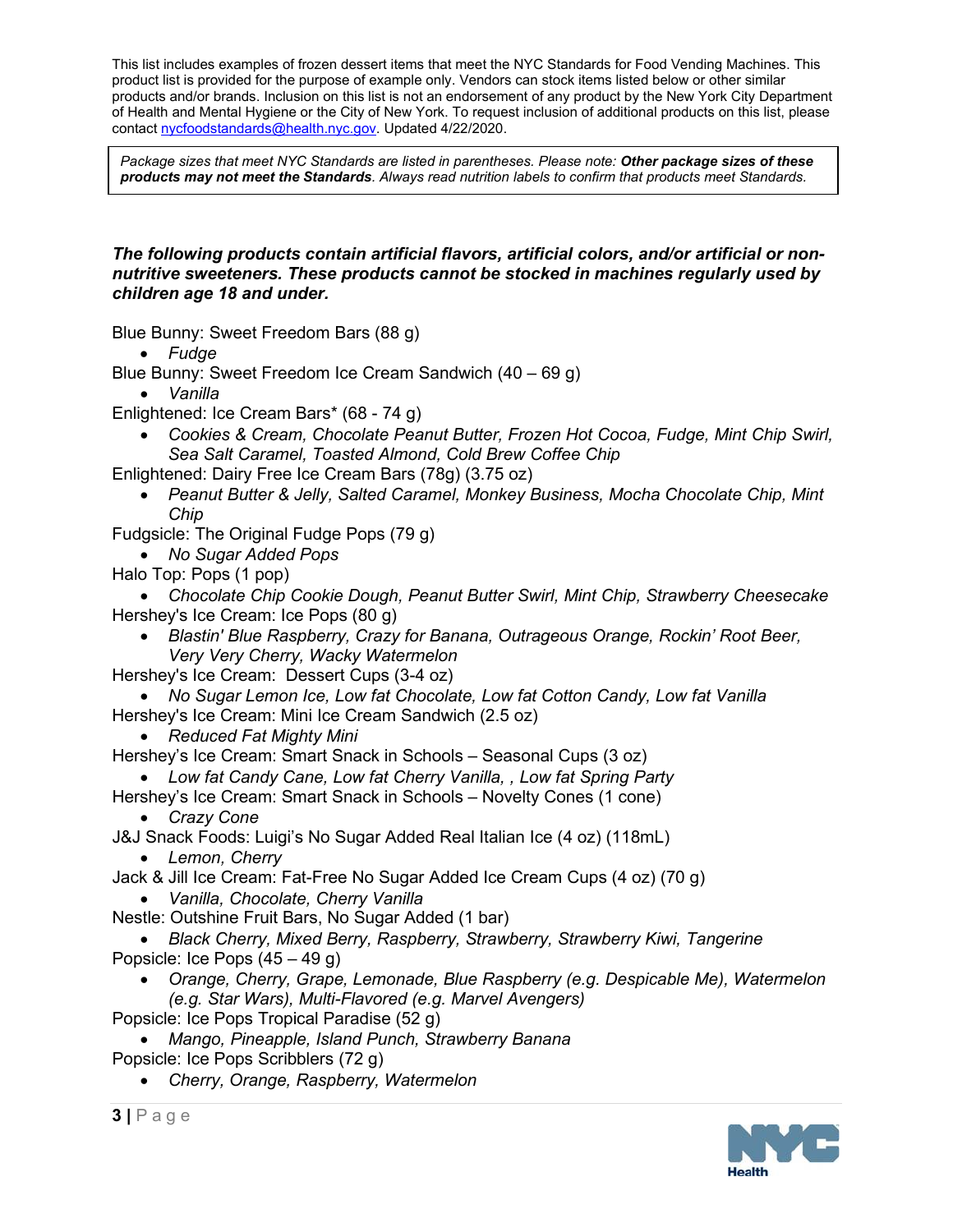This list includes examples of frozen dessert items that meet the NYC Standards for Food Vending Machines. This product list is provided for the purpose of example only. Vendors can stock items listed below or other similar products and/or brands. Inclusion on this list is not an endorsement of any product by the New York City Department of Health and Mental Hygiene or the City of New York. To request inclusion of additional products on this list, please contact nycfoodstandards@health.nyc.gov. Updated 4/22/2020.

> *Package sizes that meet NYC Standards are listed in parentheses. Please note:* ***Other package sizes of these products may not meet the Standards****. Always read nutrition labels to confirm that products meet Standards.*

***The following products contain artificial flavors, artificial colors, and/or artificial or non-nutritive sweeteners. These products cannot be stocked in machines regularly used by children age 18 and under.***

Blue Bunny: Sweet Freedom Bars (88 g)
- *Fudge*

Blue Bunny: Sweet Freedom Ice Cream Sandwich (40 – 69 g)
- *Vanilla*

Enlightened: Ice Cream Bars* (68 - 74 g)
- *Cookies & Cream, Chocolate Peanut Butter, Frozen Hot Cocoa, Fudge, Mint Chip Swirl, Sea Salt Caramel, Toasted Almond, Cold Brew Coffee Chip*

Enlightened: Dairy Free Ice Cream Bars (78g) (3.75 oz)
- *Peanut Butter & Jelly, Salted Caramel, Monkey Business, Mocha Chocolate Chip, Mint Chip*

Fudgsicle: The Original Fudge Pops (79 g)
- *No Sugar Added Pops*

Halo Top: Pops (1 pop)
- *Chocolate Chip Cookie Dough, Peanut Butter Swirl, Mint Chip, Strawberry Cheesecake*

Hershey's Ice Cream: Ice Pops (80 g)
- *Blastin' Blue Raspberry, Crazy for Banana, Outrageous Orange, Rockin' Root Beer, Very Very Cherry, Wacky Watermelon*

Hershey's Ice Cream: Dessert Cups (3-4 oz)
- *No Sugar Lemon Ice, Low fat Chocolate, Low fat Cotton Candy, Low fat Vanilla*

Hershey's Ice Cream: Mini Ice Cream Sandwich (2.5 oz)
- *Reduced Fat Mighty Mini*

Hershey's Ice Cream: Smart Snack in Schools – Seasonal Cups (3 oz)
- *Low fat Candy Cane, Low fat Cherry Vanilla, , Low fat Spring Party*

Hershey's Ice Cream: Smart Snack in Schools – Novelty Cones (1 cone)
- *Crazy Cone*

J&J Snack Foods: Luigi's No Sugar Added Real Italian Ice (4 oz) (118mL)
- *Lemon, Cherry*

Jack & Jill Ice Cream: Fat-Free No Sugar Added Ice Cream Cups (4 oz) (70 g)
- *Vanilla, Chocolate, Cherry Vanilla*

Nestle: Outshine Fruit Bars, No Sugar Added (1 bar)
- *Black Cherry, Mixed Berry, Raspberry, Strawberry, Strawberry Kiwi, Tangerine*

Popsicle: Ice Pops (45 – 49 g)
- *Orange, Cherry, Grape, Lemonade, Blue Raspberry (e.g. Despicable Me), Watermelon (e.g. Star Wars), Multi-Flavored (e.g. Marvel Avengers)*

Popsicle: Ice Pops Tropical Paradise (52 g)
- *Mango, Pineapple, Island Punch, Strawberry Banana*

Popsicle: Ice Pops Scribblers (72 g)
- *Cherry, Orange, Raspberry, Watermelon*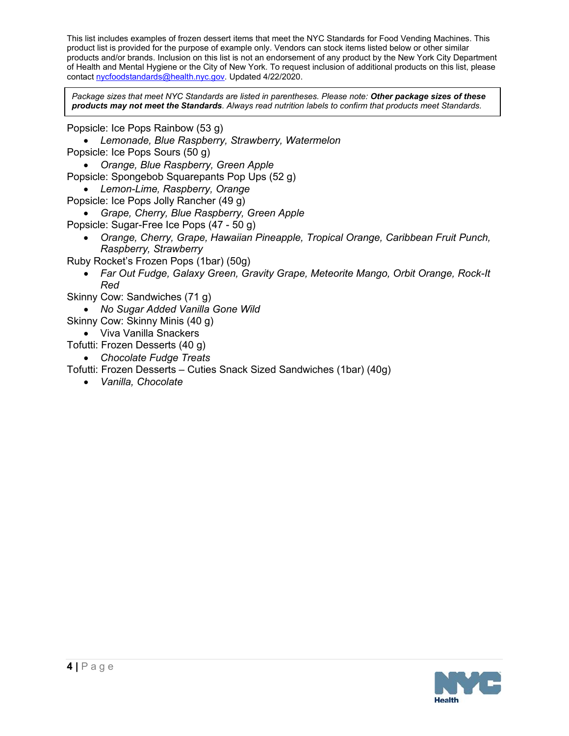This list includes examples of frozen dessert items that meet the NYC Standards for Food Vending Machines. This product list is provided for the purpose of example only. Vendors can stock items listed below or other similar products and/or brands. Inclusion on this list is not an endorsement of any product by the New York City Department of Health and Mental Hygiene or the City of New York. To request inclusion of additional products on this list, please contact nycfoodstandards@health.nyc.gov. Updated 4/22/2020.

*Package sizes that meet NYC Standards are listed in parentheses. Please note: **Other package sizes of these products may not meet the Standards**. Always read nutrition labels to confirm that products meet Standards.*

Popsicle: Ice Pops Rainbow (53 g)

- *Lemonade, Blue Raspberry, Strawberry, Watermelon*

Popsicle: Ice Pops Sours (50 g)

- *Orange, Blue Raspberry, Green Apple*

Popsicle: Spongebob Squarepants Pop Ups (52 g)

- *Lemon-Lime, Raspberry, Orange*

Popsicle: Ice Pops Jolly Rancher (49 g)

- *Grape, Cherry, Blue Raspberry, Green Apple*

Popsicle: Sugar-Free Ice Pops (47 - 50 g)

- *Orange, Cherry, Grape, Hawaiian Pineapple, Tropical Orange, Caribbean Fruit Punch, Raspberry, Strawberry*

Ruby Rocket's Frozen Pops (1bar) (50g)

- *Far Out Fudge, Galaxy Green, Gravity Grape, Meteorite Mango, Orbit Orange, Rock-It Red*

Skinny Cow: Sandwiches (71 g)

- *No Sugar Added Vanilla Gone Wild*

Skinny Cow: Skinny Minis (40 g)

- Viva Vanilla Snackers

Tofutti: Frozen Desserts (40 g)

- *Chocolate Fudge Treats*

Tofutti: Frozen Desserts – Cuties Snack Sized Sandwiches (1bar) (40g)

- *Vanilla, Chocolate*